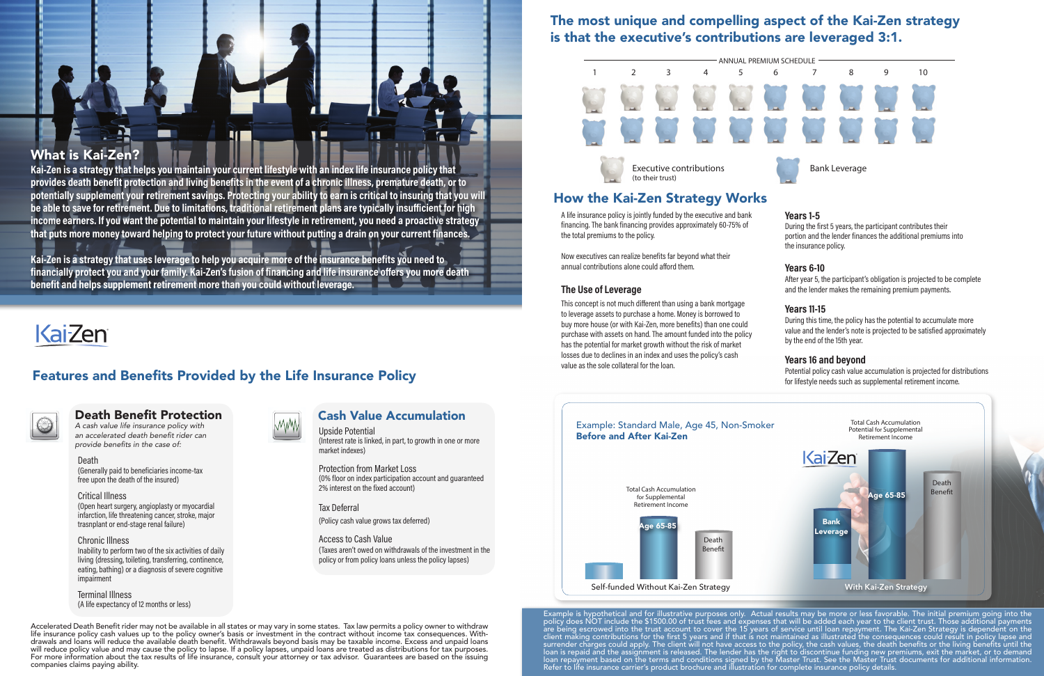## What is Kai-Zen?

**Kai-Zen is a strategy that helps you maintain your current lifestyle with an index life insurance policy that provides death benefit protection and living benefits in the event of a chronic illness, premature death, or to potentially supplement your retirement savings. Protecting your ability to earn is critical to insuring that you will be able to save for retirement. Due to limitations, traditional retirement plans are typically insufficient for high income earners. If you want the potential to maintain your lifestyle in retirement, you need a proactive strategy that puts more money toward helping to protect your future without putting a drain on your current finances.**

**Kai-Zen is a strategy that uses leverage to help you acquire more of the insurance benefits you need to financially protect you and your family. Kai-Zen's fusion of financing and life insurance offers you more death benefit and helps supplement retirement more than you could without leverage.**

KaiZen

## Features and Benefits Provided by the Life Insurance Policy

### Death Benefit Protection

*A cash value life insurance policy with an accelerated death benefit rider can provide benefits in the case of:*

Death
(Generally paid to beneficiaries income-tax free upon the death of the insured)

Critical Illness
(Open heart surgery, angioplasty or myocardial infarction, life threatening cancer, stroke, major trasnplant or end-stage renal failure)

Chronic Illness
Inability to perform two of the six activities of daily living (dressing, toileting, transferring, continence, eating, bathing) or a diagnosis of severe cognitive impairment

Terminal Illness
(A life expectancy of 12 months or less)

### Cash Value Accumulation

Upside Potential
(Interest rate is linked, in part, to growth in one or more market indexes)

Protection from Market Loss
(0% floor on index participation account and guaranteed 2% interest on the fixed account)

Tax Deferral
(Policy cash value grows tax deferred)

Access to Cash Value
(Taxes aren't owed on withdrawals of the investment in the policy or from policy loans unless the policy lapses)

Accelerated Death Benefit rider may not be available in all states or may vary in some states. Tax law permits a policy owner to withdraw life insurance policy cash values up to the policy owner's basis or investment in the contract without income tax consequences. Withdrawals and loans will reduce the available death benefit. Withdrawals beyond basis may be taxable income. Excess and unpaid loans will reduce policy value and may cause the policy to lapse. If a policy lapses, unpaid loans are treated as distributions for tax purposes. For more information about the tax results of life insurance, consult your attorney or tax advisor. Guarantees are based on the issuing companies claims paying ability.

## The most unique and compelling aspect of the Kai-Zen strategy is that the executive's contributions are leveraged 3:1.

ANNUAL PREMIUM SCHEDULE

1 2 3 4 5 6 7 8 9 10

Executive contributions (to their trust)

Bank Leverage

## How the Kai-Zen Strategy Works

A life insurance policy is jointly funded by the executive and bank financing. The bank financing provides approximately 60-75% of the total premiums to the policy.

Now executives can realize benefits far beyond what their annual contributions alone could afford them.

### The Use of Leverage

This concept is not much different than using a bank mortgage to leverage assets to purchase a home. Money is borrowed to buy more house (or with Kai-Zen, more benefits) than one could purchase with assets on hand. The amount funded into the policy has the potential for market growth without the risk of market losses due to declines in an index and uses the policy's cash value as the sole collateral for the loan.

### Years 1-5

During the first 5 years, the participant contributes their portion and the lender finances the additional premiums into the insurance policy.

### Years 6-10

After year 5, the participant's obligation is projected to be complete and the lender makes the remaining premium payments.

### Years 11-15

During this time, the policy has the potential to accumulate more value and the lender's note is projected to be satisfied approximately by the end of the 15th year.

### Years 16 and beyond

Potential policy cash value accumulation is projected for distributions for lifestyle needs such as supplemental retirement income.

Example: Standard Male, Age 45, Non-Smoker
**Before and After Kai-Zen**

Self-funded Without Kai-Zen Strategy: Total Cash Accumulation for Supplemental Retirement Income (Age 65-85); Death Benefit

With Kai-Zen Strategy: Bank Leverage; Total Cash Accumulation Potential for Supplemental Retirement Income (Age 65-85); Death Benefit

Example is hypothetical and for illustrative purposes only. Actual results may be more or less favorable. The initial premium going into the policy does NOT include the $1500.00 of trust fees and expenses that will be added each year to the client trust. Those additional payments are being escrowed into the trust account to cover the 15 years of service until loan repayment. The Kai-Zen Strategy is dependent on the client making contributions for the first 5 years and if that is not maintained as illustrated the consequences could result in policy lapse and surrender charges could apply. The client will not have access to the policy, the cash values, the death benefits or the living benefits until the loan is repaid and the assignment is released. The lender has the right to discontinue funding new premiums, exit the market, or to demand loan repayment based on the terms and conditions signed by the Master Trust. See the Master Trust documents for additional information. Refer to life insurance carrier's product brochure and illustration for complete insurance policy details.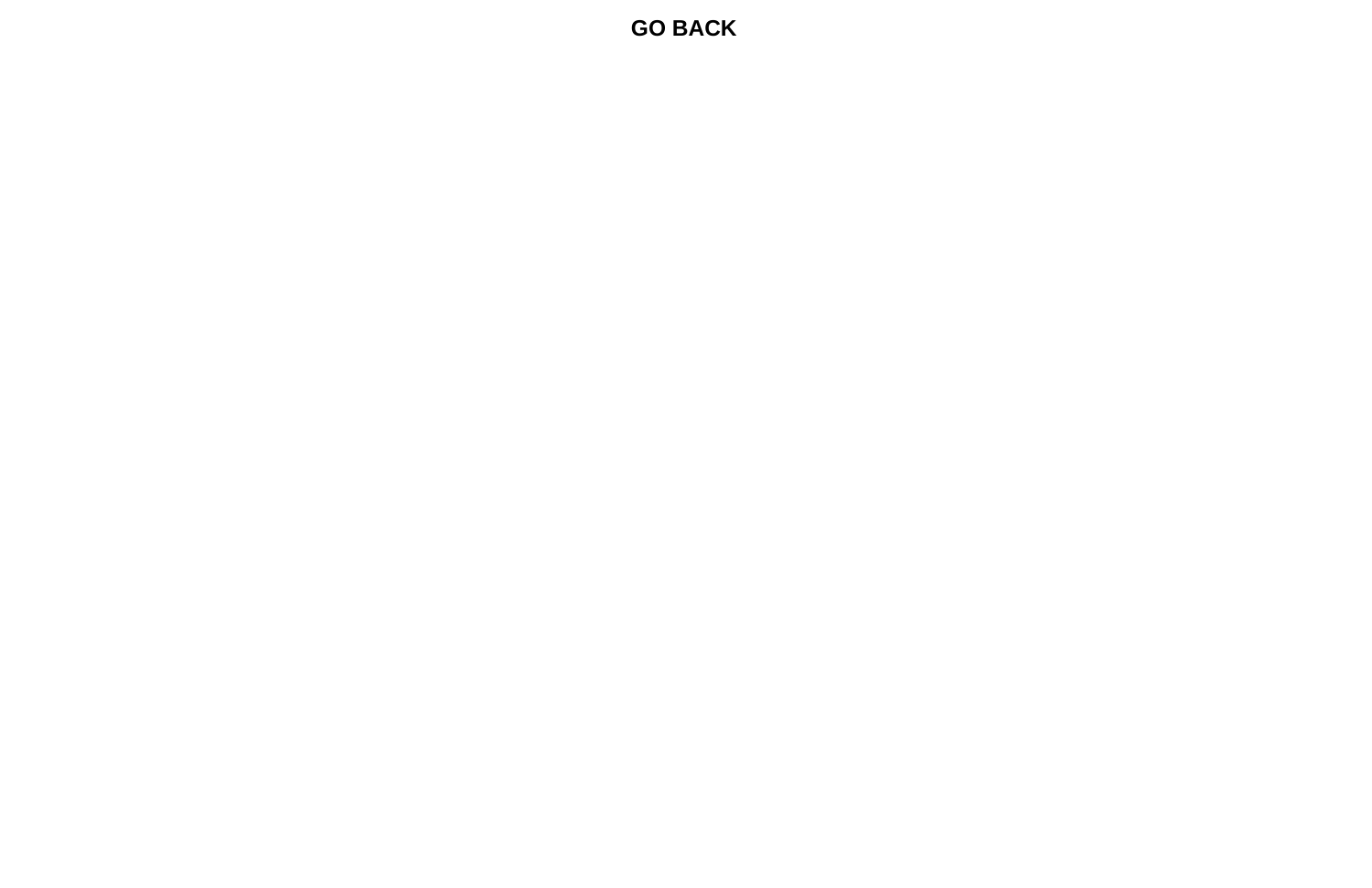**GO BACK**